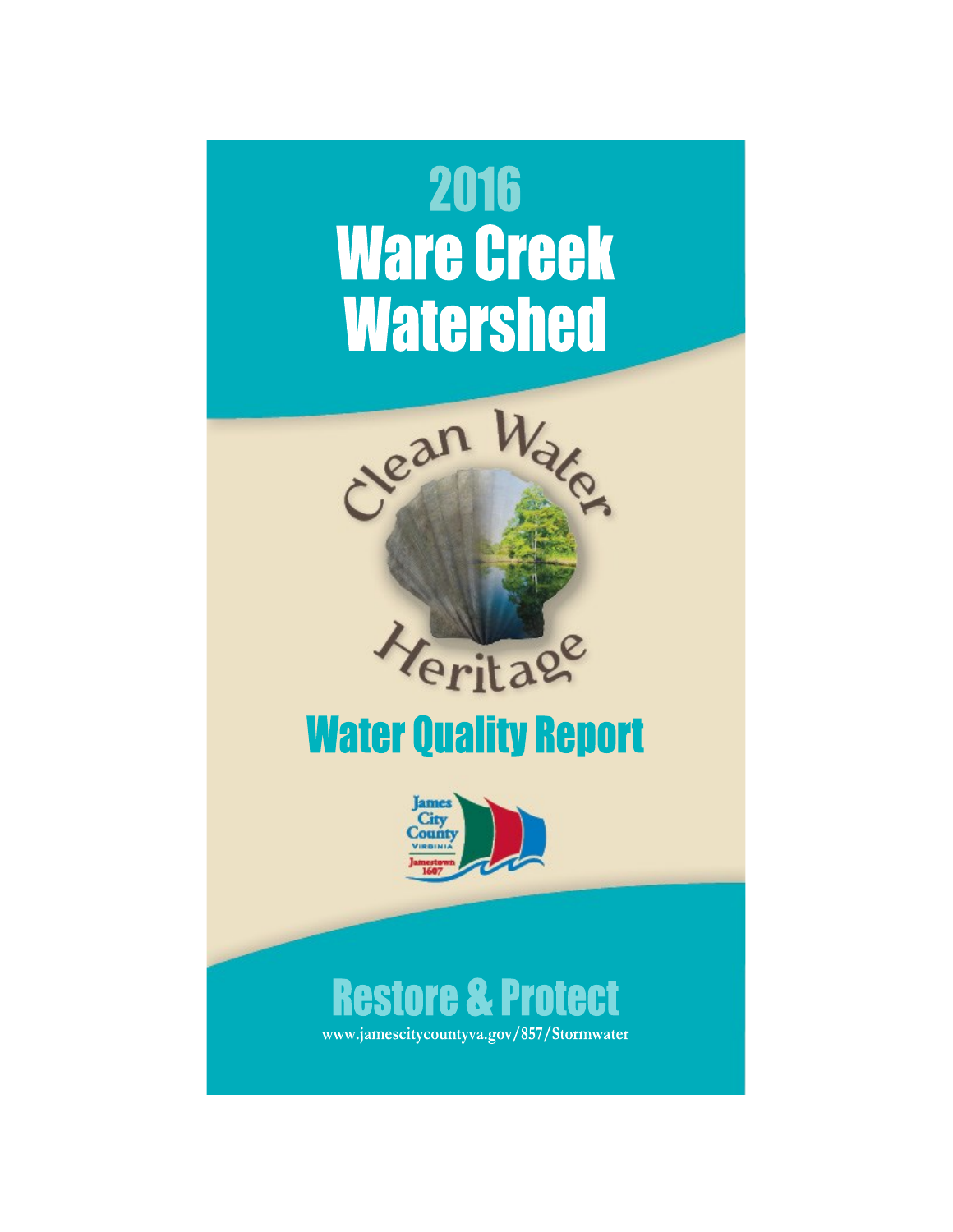# 2016
# Ware Creek Watershed

Clean Water Heritage

## Water Quality Report

James City County Virginia Jamestown 1607

## Restore & Protect

www.jamescitycountyva.gov/857/Stormwater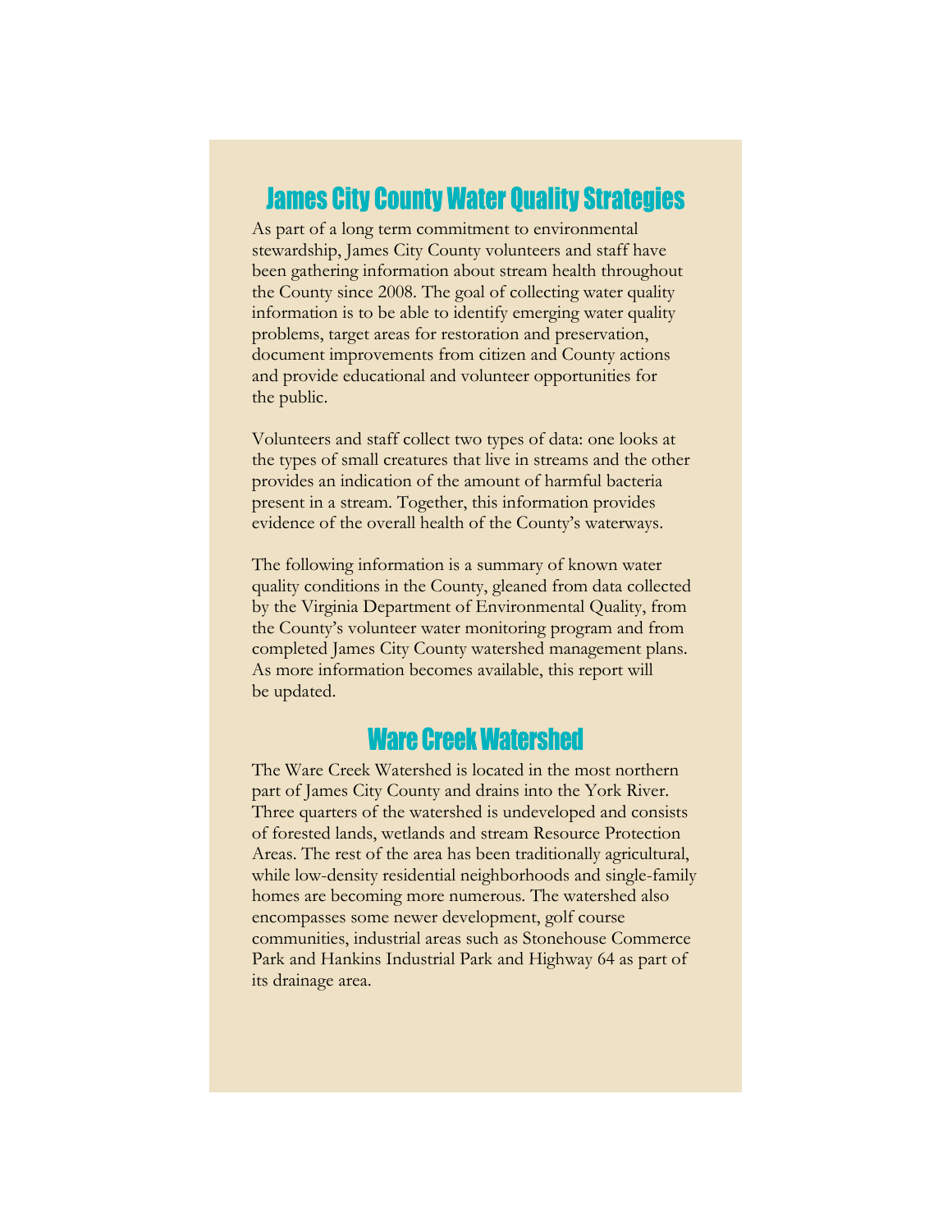## James City County Water Quality Strategies

As part of a long term commitment to environmental stewardship, James City County volunteers and staff have been gathering information about stream health throughout the County since 2008. The goal of collecting water quality information is to be able to identify emerging water quality problems, target areas for restoration and preservation, document improvements from citizen and County actions and provide educational and volunteer opportunities for the public.

Volunteers and staff collect two types of data: one looks at the types of small creatures that live in streams and the other provides an indication of the amount of harmful bacteria present in a stream. Together, this information provides evidence of the overall health of the County's waterways.

The following information is a summary of known water quality conditions in the County, gleaned from data collected by the Virginia Department of Environmental Quality, from the County's volunteer water monitoring program and from completed James City County watershed management plans. As more information becomes available, this report will be updated.

## Ware Creek Watershed

The Ware Creek Watershed is located in the most northern part of James City County and drains into the York River. Three quarters of the watershed is undeveloped and consists of forested lands, wetlands and stream Resource Protection Areas. The rest of the area has been traditionally agricultural, while low-density residential neighborhoods and single-family homes are becoming more numerous. The watershed also encompasses some newer development, golf course communities, industrial areas such as Stonehouse Commerce Park and Hankins Industrial Park and Highway 64 as part of its drainage area.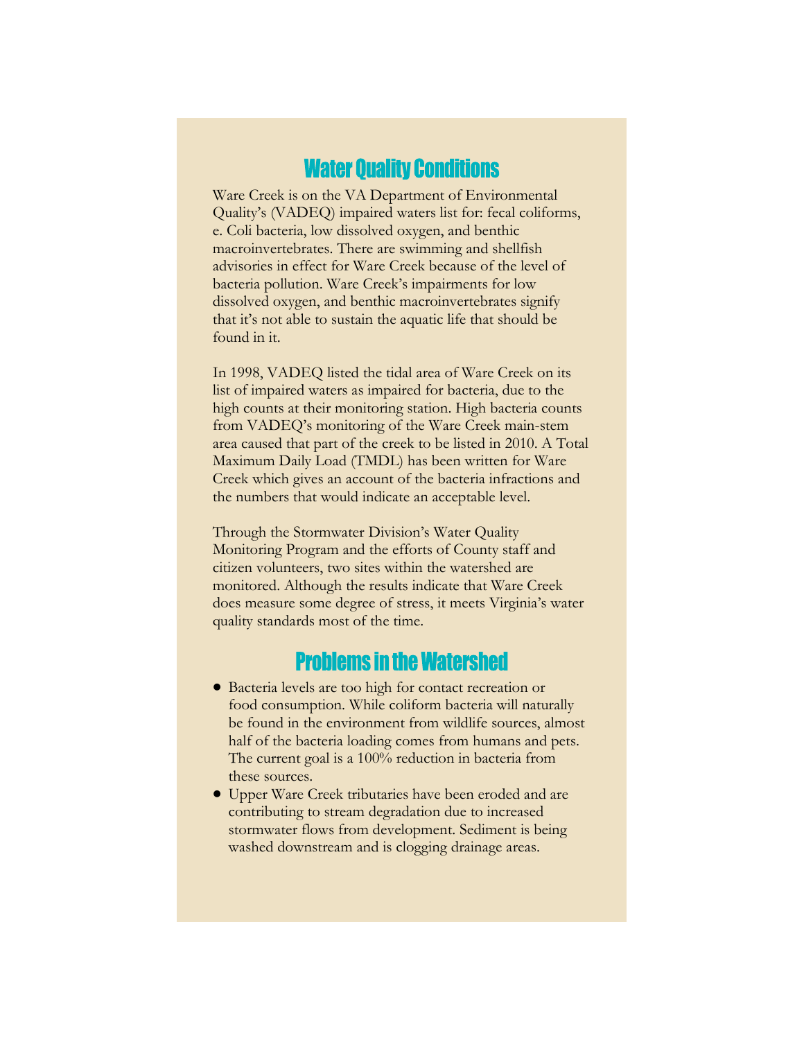## Water Quality Conditions

Ware Creek is on the VA Department of Environmental Quality's (VADEQ) impaired waters list for: fecal coliforms, e. Coli bacteria, low dissolved oxygen, and benthic macroinvertebrates. There are swimming and shellfish advisories in effect for Ware Creek because of the level of bacteria pollution. Ware Creek's impairments for low dissolved oxygen, and benthic macroinvertebrates signify that it's not able to sustain the aquatic life that should be found in it.

In 1998, VADEQ listed the tidal area of Ware Creek on its list of impaired waters as impaired for bacteria, due to the high counts at their monitoring station. High bacteria counts from VADEQ's monitoring of the Ware Creek main-stem area caused that part of the creek to be listed in 2010. A Total Maximum Daily Load (TMDL) has been written for Ware Creek which gives an account of the bacteria infractions and the numbers that would indicate an acceptable level.

Through the Stormwater Division's Water Quality Monitoring Program and the efforts of County staff and citizen volunteers, two sites within the watershed are monitored. Although the results indicate that Ware Creek does measure some degree of stress, it meets Virginia's water quality standards most of the time.

## Problems in the Watershed

- Bacteria levels are too high for contact recreation or food consumption. While coliform bacteria will naturally be found in the environment from wildlife sources, almost half of the bacteria loading comes from humans and pets. The current goal is a 100% reduction in bacteria from these sources.
- Upper Ware Creek tributaries have been eroded and are contributing to stream degradation due to increased stormwater flows from development. Sediment is being washed downstream and is clogging drainage areas.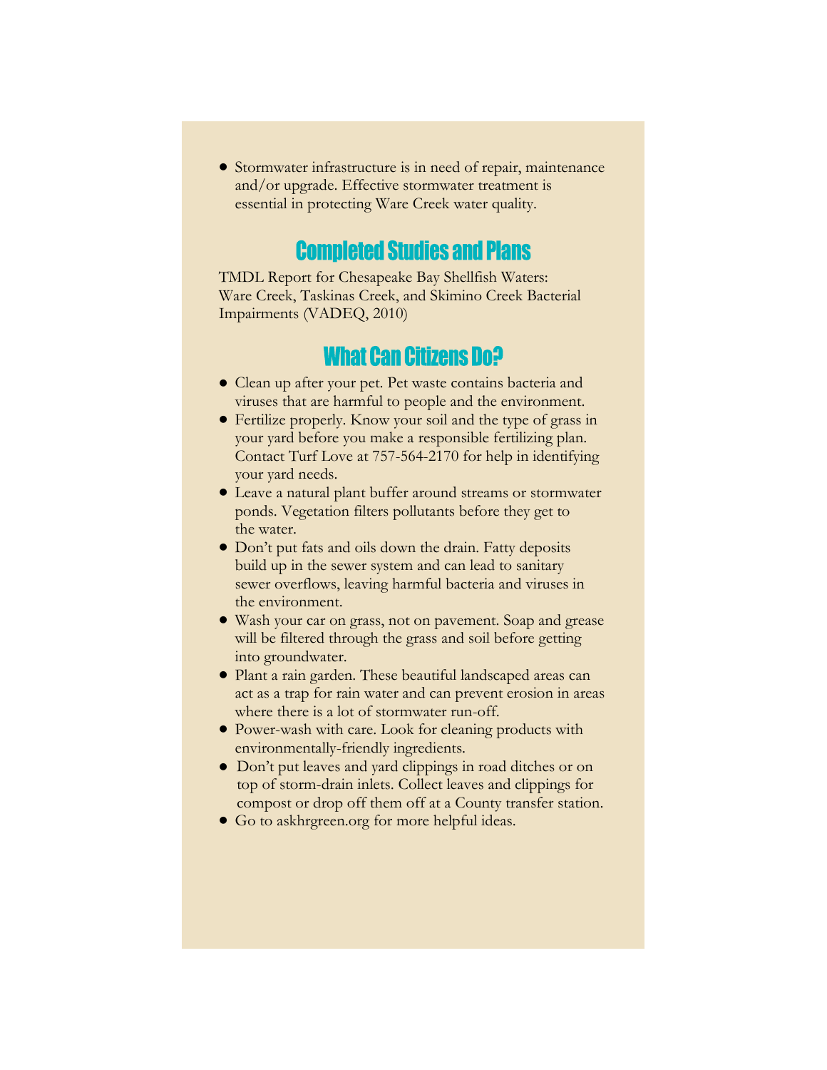- Stormwater infrastructure is in need of repair, maintenance and/or upgrade. Effective stormwater treatment is essential in protecting Ware Creek water quality.

## Completed Studies and Plans

TMDL Report for Chesapeake Bay Shellfish Waters: Ware Creek, Taskinas Creek, and Skimino Creek Bacterial Impairments (VADEQ, 2010)

## What Can Citizens Do?

- Clean up after your pet. Pet waste contains bacteria and viruses that are harmful to people and the environment.
- Fertilize properly. Know your soil and the type of grass in your yard before you make a responsible fertilizing plan. Contact Turf Love at 757-564-2170 for help in identifying your yard needs.
- Leave a natural plant buffer around streams or stormwater ponds. Vegetation filters pollutants before they get to the water.
- Don't put fats and oils down the drain. Fatty deposits build up in the sewer system and can lead to sanitary sewer overflows, leaving harmful bacteria and viruses in the environment.
- Wash your car on grass, not on pavement. Soap and grease will be filtered through the grass and soil before getting into groundwater.
- Plant a rain garden. These beautiful landscaped areas can act as a trap for rain water and can prevent erosion in areas where there is a lot of stormwater run-off.
- Power-wash with care. Look for cleaning products with environmentally-friendly ingredients.
- Don't put leaves and yard clippings in road ditches or on top of storm-drain inlets. Collect leaves and clippings for compost or drop off them off at a County transfer station.
- Go to askhrgreen.org for more helpful ideas.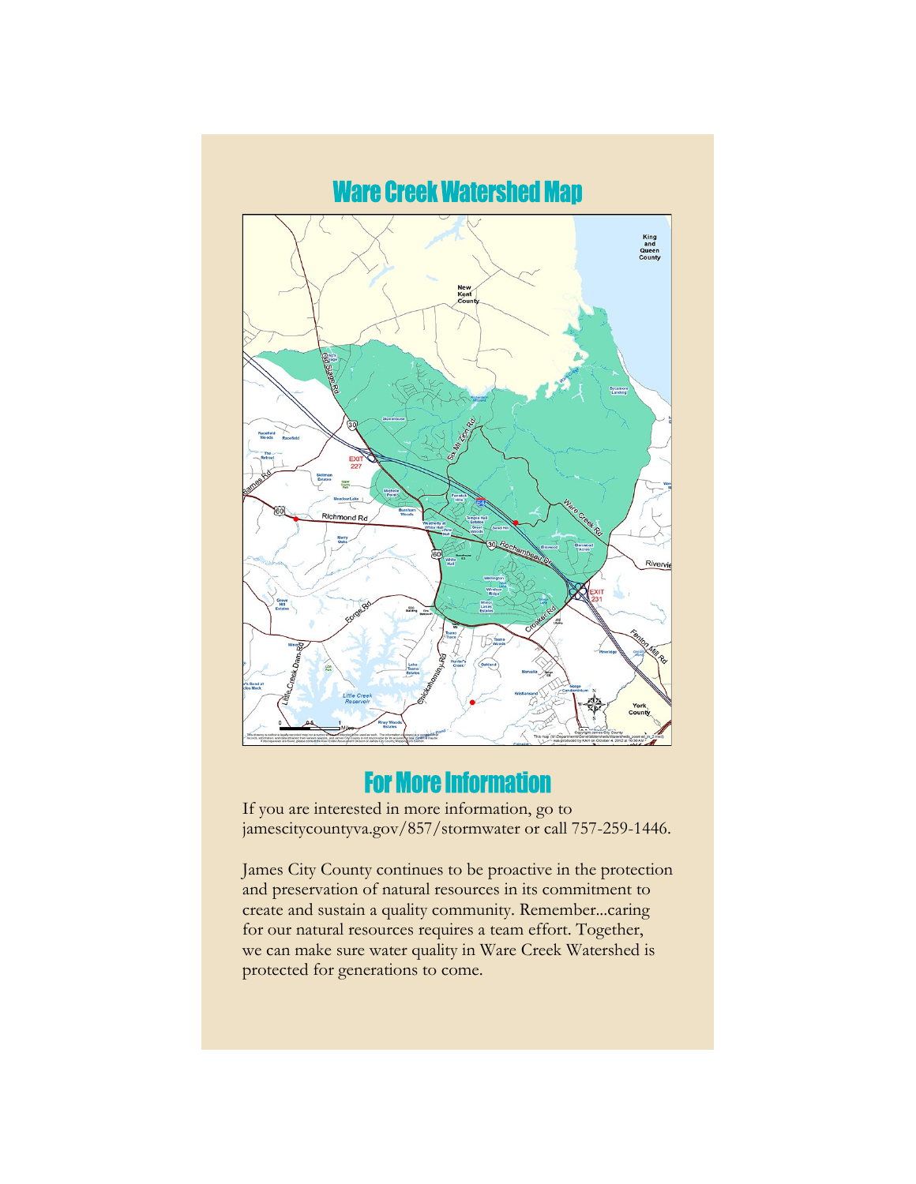## Ware Creek Watershed Map

## For More Information

If you are interested in more information, go to jamescitycountyva.gov/857/stormwater or call 757-259-1446.

James City County continues to be proactive in the protection and preservation of natural resources in its commitment to create and sustain a quality community. Remember...caring for our natural resources requires a team effort. Together, we can make sure water quality in Ware Creek Watershed is protected for generations to come.